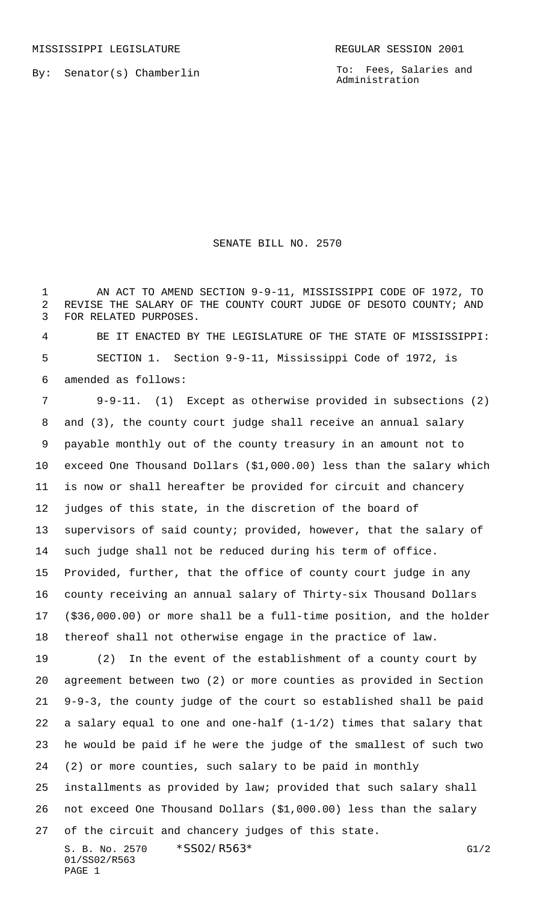MISSISSIPPI LEGISLATURE REGULAR SESSION 2001

By: Senator(s) Chamberlin

To: Fees, Salaries and Administration

# SENATE BILL NO. 2570

AN ACT TO AMEND SECTION 9-9-11, MISSISSIPPI CODE OF 1972, TO REVISE THE SALARY OF THE COUNTY COURT JUDGE OF DESOTO COUNTY; AND FOR RELATED PURPOSES.

BE IT ENACTED BY THE LEGISLATURE OF THE STATE OF MISSISSIPPI:

SECTION 1. Section 9-9-11, Mississippi Code of 1972, is amended as follows:

9-9-11. (1) Except as otherwise provided in subsections (2) and (3), the county court judge shall receive an annual salary payable monthly out of the county treasury in an amount not to exceed One Thousand Dollars ($1,000.00) less than the salary which is now or shall hereafter be provided for circuit and chancery judges of this state, in the discretion of the board of supervisors of said county; provided, however, that the salary of such judge shall not be reduced during his term of office. Provided, further, that the office of county court judge in any county receiving an annual salary of Thirty-six Thousand Dollars ($36,000.00) or more shall be a full-time position, and the holder thereof shall not otherwise engage in the practice of law.

(2) In the event of the establishment of a county court by agreement between two (2) or more counties as provided in Section 9-9-3, the county judge of the court so established shall be paid a salary equal to one and one-half (1-1/2) times that salary that he would be paid if he were the judge of the smallest of such two (2) or more counties, such salary to be paid in monthly installments as provided by law; provided that such salary shall not exceed One Thousand Dollars ($1,000.00) less than the salary of the circuit and chancery judges of this state.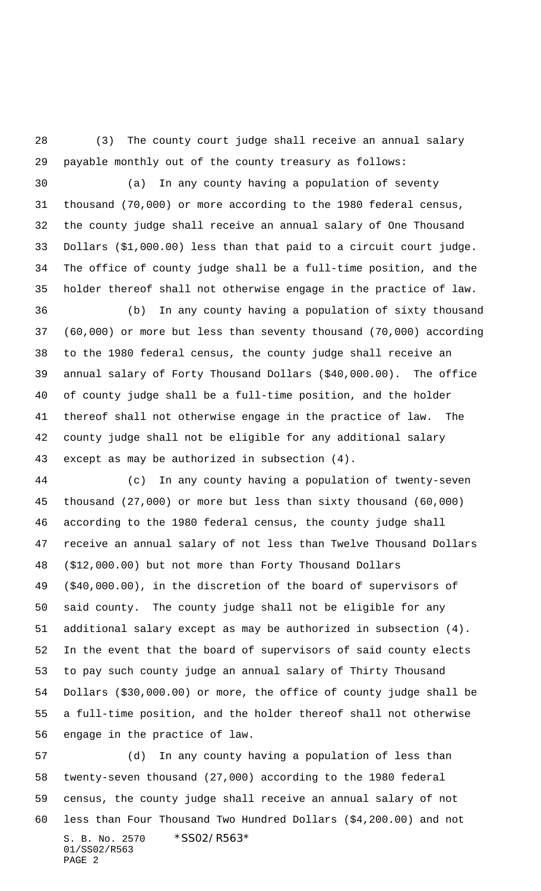(3) The county court judge shall receive an annual salary payable monthly out of the county treasury as follows:

(a) In any county having a population of seventy thousand (70,000) or more according to the 1980 federal census, the county judge shall receive an annual salary of One Thousand Dollars ($1,000.00) less than that paid to a circuit court judge. The office of county judge shall be a full-time position, and the holder thereof shall not otherwise engage in the practice of law.

(b) In any county having a population of sixty thousand (60,000) or more but less than seventy thousand (70,000) according to the 1980 federal census, the county judge shall receive an annual salary of Forty Thousand Dollars ($40,000.00). The office of county judge shall be a full-time position, and the holder thereof shall not otherwise engage in the practice of law. The county judge shall not be eligible for any additional salary except as may be authorized in subsection (4).

(c) In any county having a population of twenty-seven thousand (27,000) or more but less than sixty thousand (60,000) according to the 1980 federal census, the county judge shall receive an annual salary of not less than Twelve Thousand Dollars ($12,000.00) but not more than Forty Thousand Dollars ($40,000.00), in the discretion of the board of supervisors of said county. The county judge shall not be eligible for any additional salary except as may be authorized in subsection (4). In the event that the board of supervisors of said county elects to pay such county judge an annual salary of Thirty Thousand Dollars ($30,000.00) or more, the office of county judge shall be a full-time position, and the holder thereof shall not otherwise engage in the practice of law.

(d) In any county having a population of less than twenty-seven thousand (27,000) according to the 1980 federal census, the county judge shall receive an annual salary of not less than Four Thousand Two Hundred Dollars ($4,200.00) and not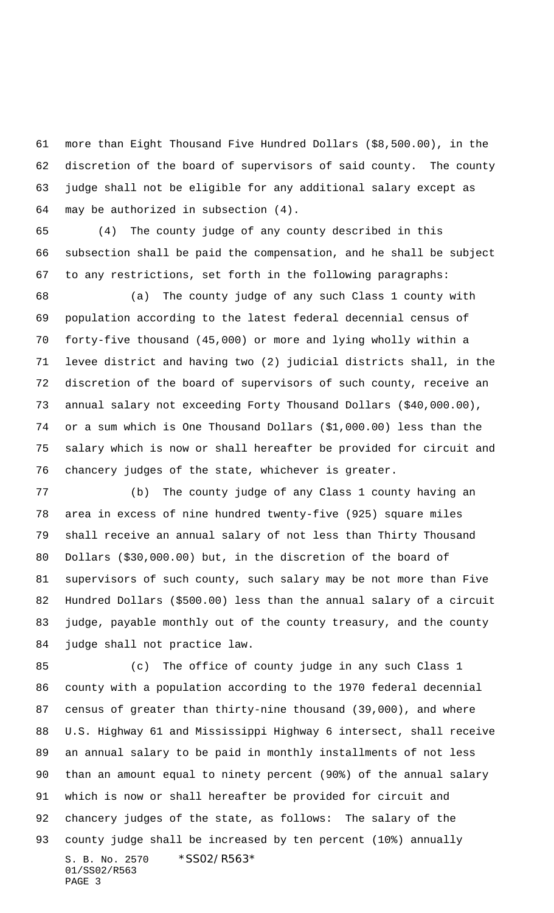more than Eight Thousand Five Hundred Dollars ($8,500.00), in the discretion of the board of supervisors of said county. The county judge shall not be eligible for any additional salary except as may be authorized in subsection (4).

(4) The county judge of any county described in this subsection shall be paid the compensation, and he shall be subject to any restrictions, set forth in the following paragraphs:

(a) The county judge of any such Class 1 county with population according to the latest federal decennial census of forty-five thousand (45,000) or more and lying wholly within a levee district and having two (2) judicial districts shall, in the discretion of the board of supervisors of such county, receive an annual salary not exceeding Forty Thousand Dollars ($40,000.00), or a sum which is One Thousand Dollars ($1,000.00) less than the salary which is now or shall hereafter be provided for circuit and chancery judges of the state, whichever is greater.

(b) The county judge of any Class 1 county having an area in excess of nine hundred twenty-five (925) square miles shall receive an annual salary of not less than Thirty Thousand Dollars ($30,000.00) but, in the discretion of the board of supervisors of such county, such salary may be not more than Five Hundred Dollars ($500.00) less than the annual salary of a circuit judge, payable monthly out of the county treasury, and the county judge shall not practice law.

(c) The office of county judge in any such Class 1 county with a population according to the 1970 federal decennial census of greater than thirty-nine thousand (39,000), and where U.S. Highway 61 and Mississippi Highway 6 intersect, shall receive an annual salary to be paid in monthly installments of not less than an amount equal to ninety percent (90%) of the annual salary which is now or shall hereafter be provided for circuit and chancery judges of the state, as follows: The salary of the county judge shall be increased by ten percent (10%) annually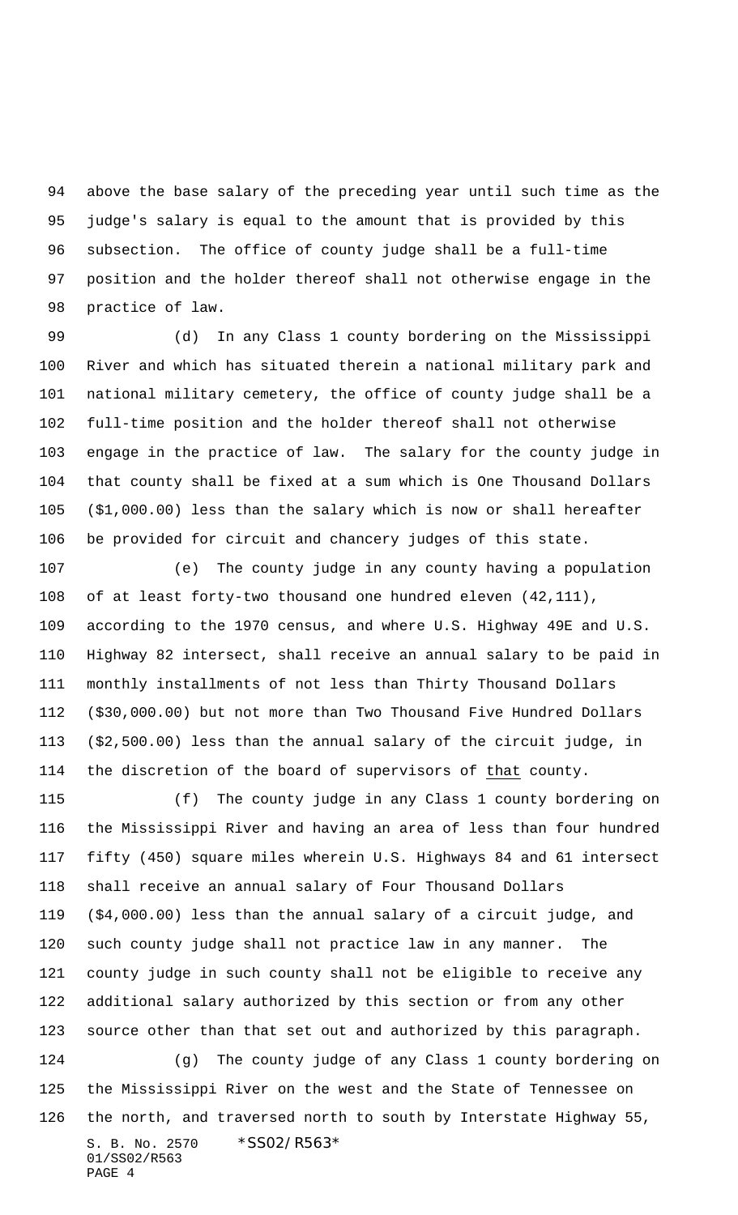above the base salary of the preceding year until such time as the judge's salary is equal to the amount that is provided by this subsection. The office of county judge shall be a full-time position and the holder thereof shall not otherwise engage in the practice of law.

(d) In any Class 1 county bordering on the Mississippi River and which has situated therein a national military park and national military cemetery, the office of county judge shall be a full-time position and the holder thereof shall not otherwise engage in the practice of law. The salary for the county judge in that county shall be fixed at a sum which is One Thousand Dollars ($1,000.00) less than the salary which is now or shall hereafter be provided for circuit and chancery judges of this state.

(e) The county judge in any county having a population of at least forty-two thousand one hundred eleven (42,111), according to the 1970 census, and where U.S. Highway 49E and U.S. Highway 82 intersect, shall receive an annual salary to be paid in monthly installments of not less than Thirty Thousand Dollars ($30,000.00) but not more than Two Thousand Five Hundred Dollars ($2,500.00) less than the annual salary of the circuit judge, in the discretion of the board of supervisors of that county.

(f) The county judge in any Class 1 county bordering on the Mississippi River and having an area of less than four hundred fifty (450) square miles wherein U.S. Highways 84 and 61 intersect shall receive an annual salary of Four Thousand Dollars ($4,000.00) less than the annual salary of a circuit judge, and such county judge shall not practice law in any manner. The county judge in such county shall not be eligible to receive any additional salary authorized by this section or from any other source other than that set out and authorized by this paragraph.

(g) The county judge of any Class 1 county bordering on the Mississippi River on the west and the State of Tennessee on the north, and traversed north to south by Interstate Highway 55,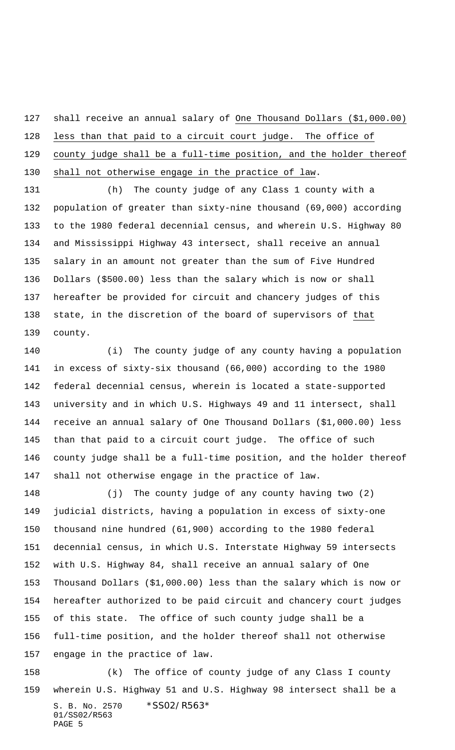shall receive an annual salary of <u>One Thousand Dollars ($1,000.00) less than that paid to a circuit court judge. The office of county judge shall be a full-time position, and the holder thereof shall not otherwise engage in the practice of law</u>.

(h) The county judge of any Class 1 county with a population of greater than sixty-nine thousand (69,000) according to the 1980 federal decennial census, and wherein U.S. Highway 80 and Mississippi Highway 43 intersect, shall receive an annual salary in an amount not greater than the sum of Five Hundred Dollars ($500.00) less than the salary which is now or shall hereafter be provided for circuit and chancery judges of this state, in the discretion of the board of supervisors of <u>that</u> county.

(i) The county judge of any county having a population in excess of sixty-six thousand (66,000) according to the 1980 federal decennial census, wherein is located a state-supported university and in which U.S. Highways 49 and 11 intersect, shall receive an annual salary of One Thousand Dollars ($1,000.00) less than that paid to a circuit court judge. The office of such county judge shall be a full-time position, and the holder thereof shall not otherwise engage in the practice of law.

(j) The county judge of any county having two (2) judicial districts, having a population in excess of sixty-one thousand nine hundred (61,900) according to the 1980 federal decennial census, in which U.S. Interstate Highway 59 intersects with U.S. Highway 84, shall receive an annual salary of One Thousand Dollars ($1,000.00) less than the salary which is now or hereafter authorized to be paid circuit and chancery court judges of this state. The office of such county judge shall be a full-time position, and the holder thereof shall not otherwise engage in the practice of law.

(k) The office of county judge of any Class I county wherein U.S. Highway 51 and U.S. Highway 98 intersect shall be a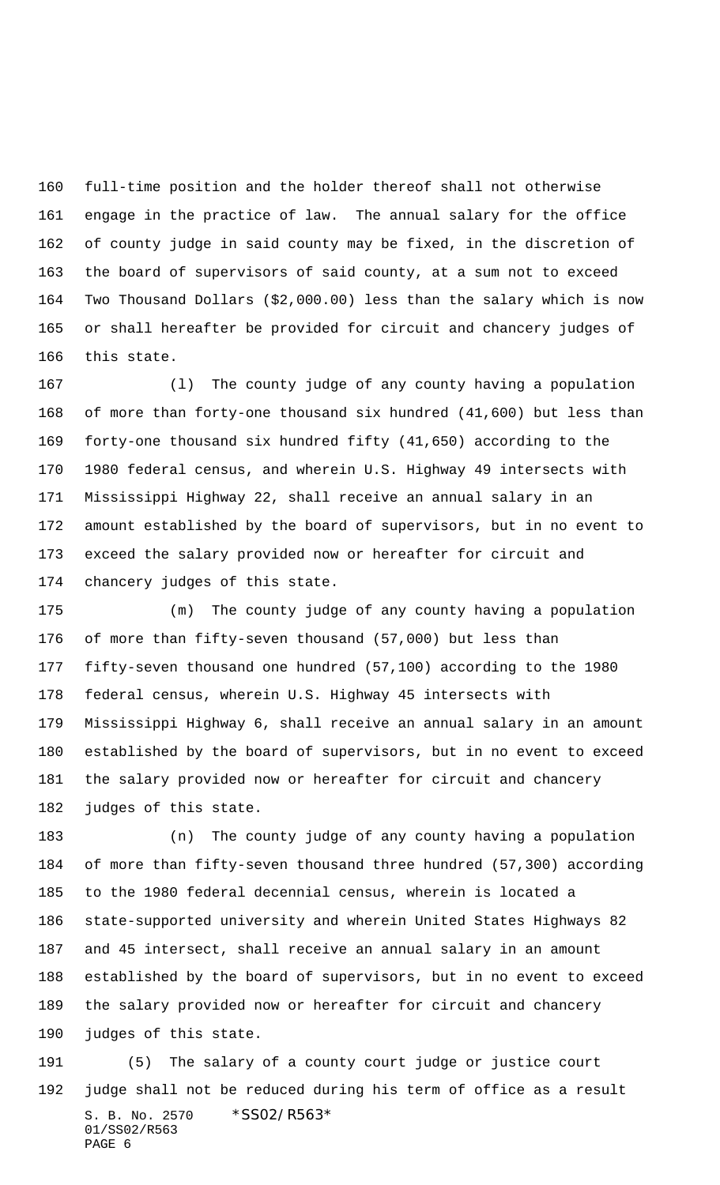full-time position and the holder thereof shall not otherwise engage in the practice of law. The annual salary for the office of county judge in said county may be fixed, in the discretion of the board of supervisors of said county, at a sum not to exceed Two Thousand Dollars ($2,000.00) less than the salary which is now or shall hereafter be provided for circuit and chancery judges of this state.

(l) The county judge of any county having a population of more than forty-one thousand six hundred (41,600) but less than forty-one thousand six hundred fifty (41,650) according to the 1980 federal census, and wherein U.S. Highway 49 intersects with Mississippi Highway 22, shall receive an annual salary in an amount established by the board of supervisors, but in no event to exceed the salary provided now or hereafter for circuit and chancery judges of this state.

(m) The county judge of any county having a population of more than fifty-seven thousand (57,000) but less than fifty-seven thousand one hundred (57,100) according to the 1980 federal census, wherein U.S. Highway 45 intersects with Mississippi Highway 6, shall receive an annual salary in an amount established by the board of supervisors, but in no event to exceed the salary provided now or hereafter for circuit and chancery judges of this state.

(n) The county judge of any county having a population of more than fifty-seven thousand three hundred (57,300) according to the 1980 federal decennial census, wherein is located a state-supported university and wherein United States Highways 82 and 45 intersect, shall receive an annual salary in an amount established by the board of supervisors, but in no event to exceed the salary provided now or hereafter for circuit and chancery judges of this state.

(5) The salary of a county court judge or justice court judge shall not be reduced during his term of office as a result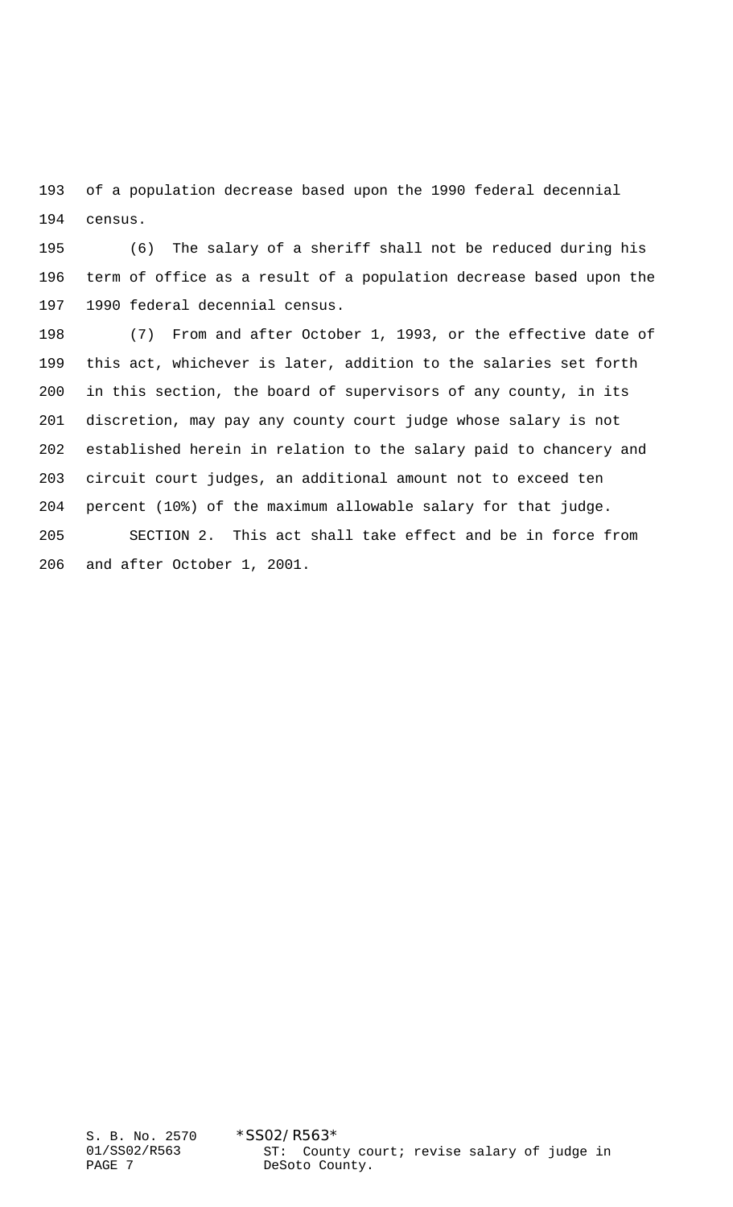of a population decrease based upon the 1990 federal decennial census.

(6) The salary of a sheriff shall not be reduced during his term of office as a result of a population decrease based upon the 1990 federal decennial census.

(7) From and after October 1, 1993, or the effective date of this act, whichever is later, addition to the salaries set forth in this section, the board of supervisors of any county, in its discretion, may pay any county court judge whose salary is not established herein in relation to the salary paid to chancery and circuit court judges, an additional amount not to exceed ten percent (10%) of the maximum allowable salary for that judge.

SECTION 2. This act shall take effect and be in force from and after October 1, 2001.